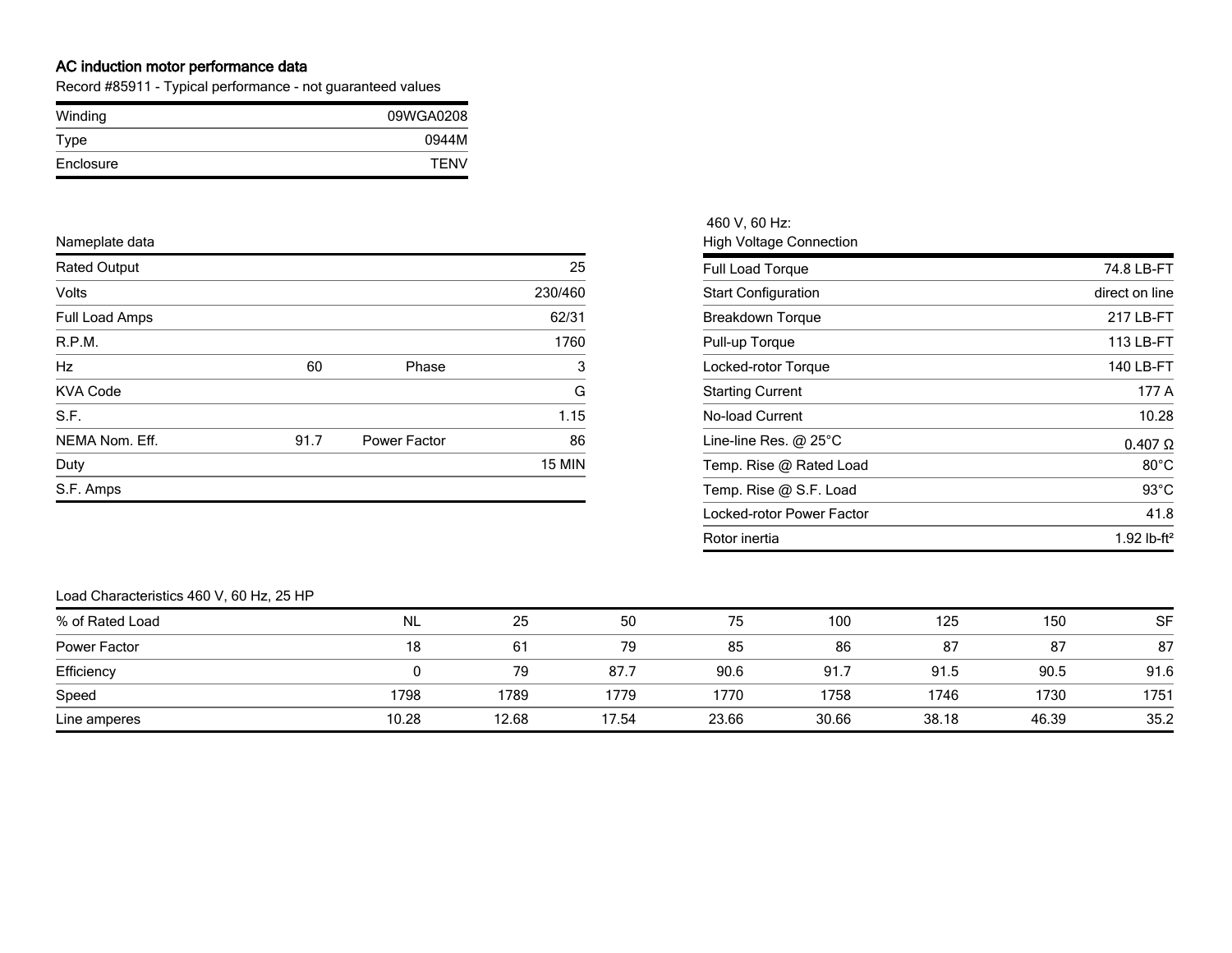## AC induction motor performance data

Record #85911 - Typical performance - not guaranteed values

| Winding | 09WGA0208 |
|---|---|
| Type | 0944M |
| Enclosure | TENV |

### Nameplate data

| | | | |
|---|---|---|---|
| Rated Output | | | 25 |
| Volts | | | 230/460 |
| Full Load Amps | | | 62/31 |
| R.P.M. | | | 1760 |
| Hz | 60 | Phase | 3 |
| KVA Code | | | G |
| S.F. | | | 1.15 |
| NEMA Nom. Eff. | 91.7 | Power Factor | 86 |
| Duty | | | 15 MIN |
| S.F. Amps | | | |

### 460 V, 60 Hz: High Voltage Connection

| | |
|---|---|
| Full Load Torque | 74.8 LB-FT |
| Start Configuration | direct on line |
| Breakdown Torque | 217 LB-FT |
| Pull-up Torque | 113 LB-FT |
| Locked-rotor Torque | 140 LB-FT |
| Starting Current | 177 A |
| No-load Current | 10.28 |
| Line-line Res. @ 25°C | 0.407 Ω |
| Temp. Rise @ Rated Load | 80°C |
| Temp. Rise @ S.F. Load | 93°C |
| Locked-rotor Power Factor | 41.8 |
| Rotor inertia | 1.92 lb-ft² |

### Load Characteristics 460 V, 60 Hz, 25 HP

| % of Rated Load | NL | 25 | 50 | 75 | 100 | 125 | 150 | SF |
|---|---|---|---|---|---|---|---|---|
| Power Factor | 18 | 61 | 79 | 85 | 86 | 87 | 87 | 87 |
| Efficiency | 0 | 79 | 87.7 | 90.6 | 91.7 | 91.5 | 90.5 | 91.6 |
| Speed | 1798 | 1789 | 1779 | 1770 | 1758 | 1746 | 1730 | 1751 |
| Line amperes | 10.28 | 12.68 | 17.54 | 23.66 | 30.66 | 38.18 | 46.39 | 35.2 |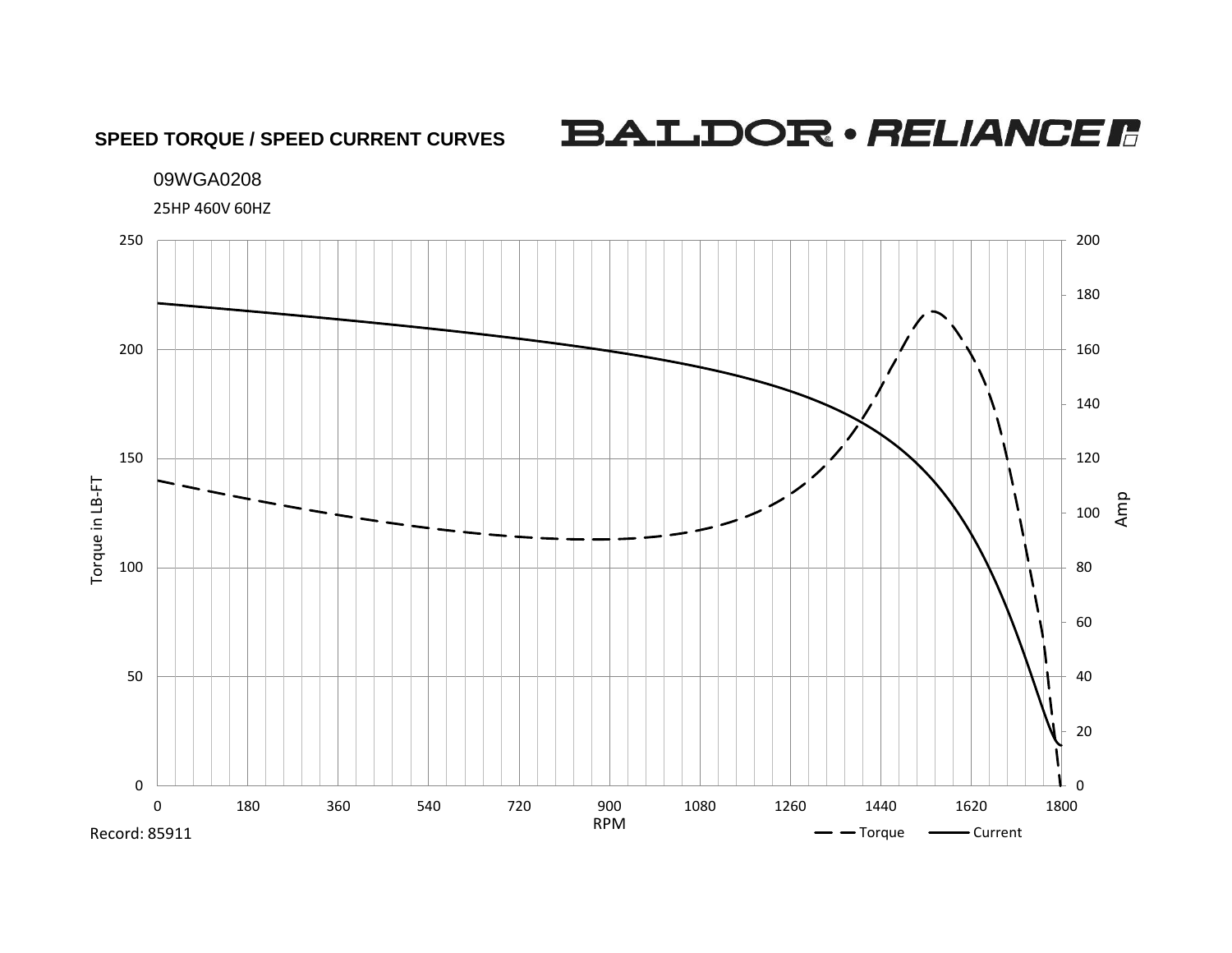**SPEED TORQUE / SPEED CURRENT CURVES**

BALDOR • RELIANCE

09WGA0208

25HP 460V 60HZ

Torque in LB-FT

250
200
150
100
50
0

Amp

200
180
160
140
120
100
80
60
40
20
0

0 180 360 540 720 900 1080 1260 1440 1620 1800

RPM

Torque Current

Record: 85911